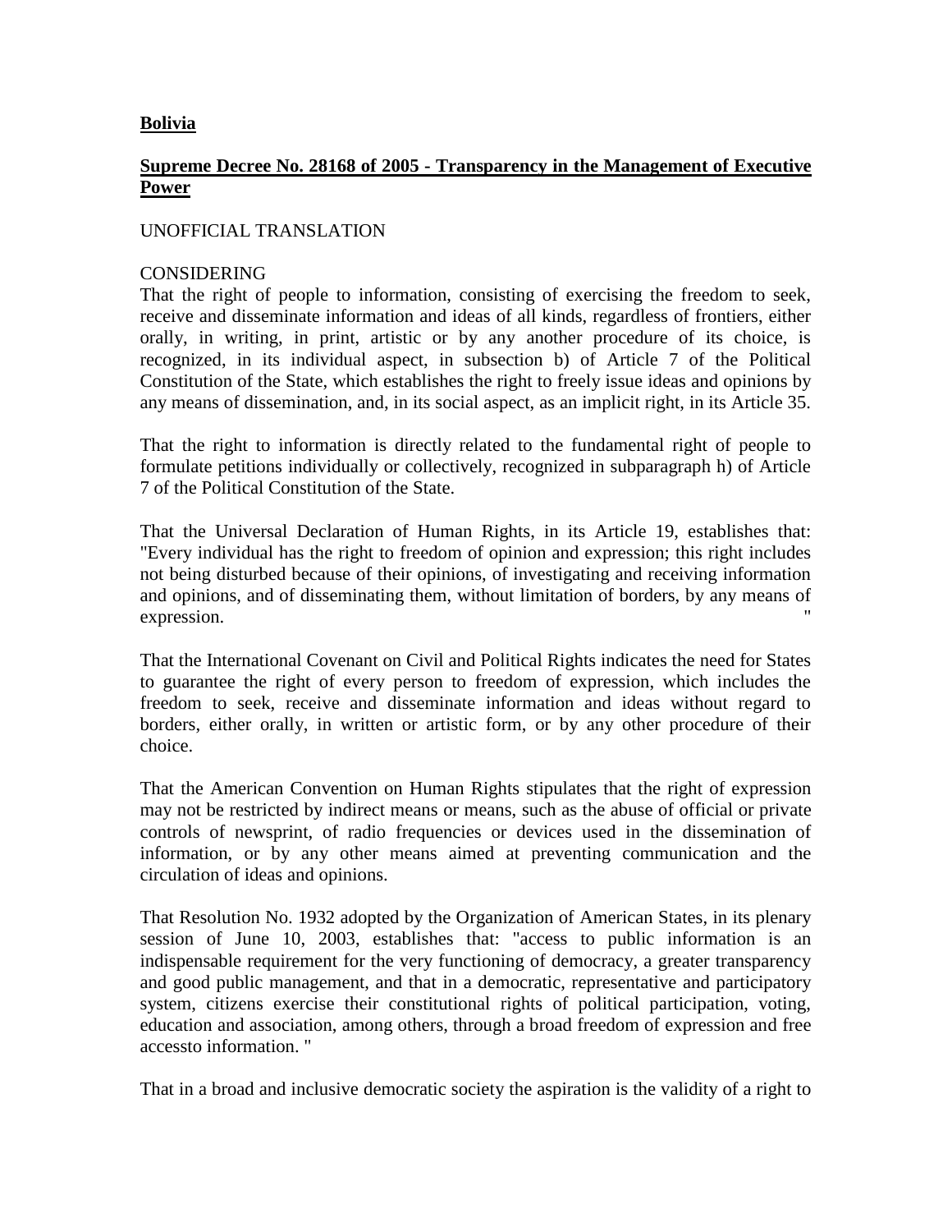**Bolivia**

**Supreme Decree No. 28168 of 2005 - Transparency in the Management of Executive Power**

UNOFFICIAL TRANSLATION

CONSIDERING

That the right of people to information, consisting of exercising the freedom to seek, receive and disseminate information and ideas of all kinds, regardless of frontiers, either orally, in writing, in print, artistic or by any another procedure of its choice, is recognized, in its individual aspect, in subsection b) of Article 7 of the Political Constitution of the State, which establishes the right to freely issue ideas and opinions by any means of dissemination, and, in its social aspect, as an implicit right, in its Article 35.

That the right to information is directly related to the fundamental right of people to formulate petitions individually or collectively, recognized in subparagraph h) of Article 7 of the Political Constitution of the State.

That the Universal Declaration of Human Rights, in its Article 19, establishes that: "Every individual has the right to freedom of opinion and expression; this right includes not being disturbed because of their opinions, of investigating and receiving information and opinions, and of disseminating them, without limitation of borders, by any means of expression. "

That the International Covenant on Civil and Political Rights indicates the need for States to guarantee the right of every person to freedom of expression, which includes the freedom to seek, receive and disseminate information and ideas without regard to borders, either orally, in written or artistic form, or by any other procedure of their choice.

That the American Convention on Human Rights stipulates that the right of expression may not be restricted by indirect means or means, such as the abuse of official or private controls of newsprint, of radio frequencies or devices used in the dissemination of information, or by any other means aimed at preventing communication and the circulation of ideas and opinions.

That Resolution No. 1932 adopted by the Organization of American States, in its plenary session of June 10, 2003, establishes that: "access to public information is an indispensable requirement for the very functioning of democracy, a greater transparency and good public management, and that in a democratic, representative and participatory system, citizens exercise their constitutional rights of political participation, voting, education and association, among others, through a broad freedom of expression and free accessto information. "

That in a broad and inclusive democratic society the aspiration is the validity of a right to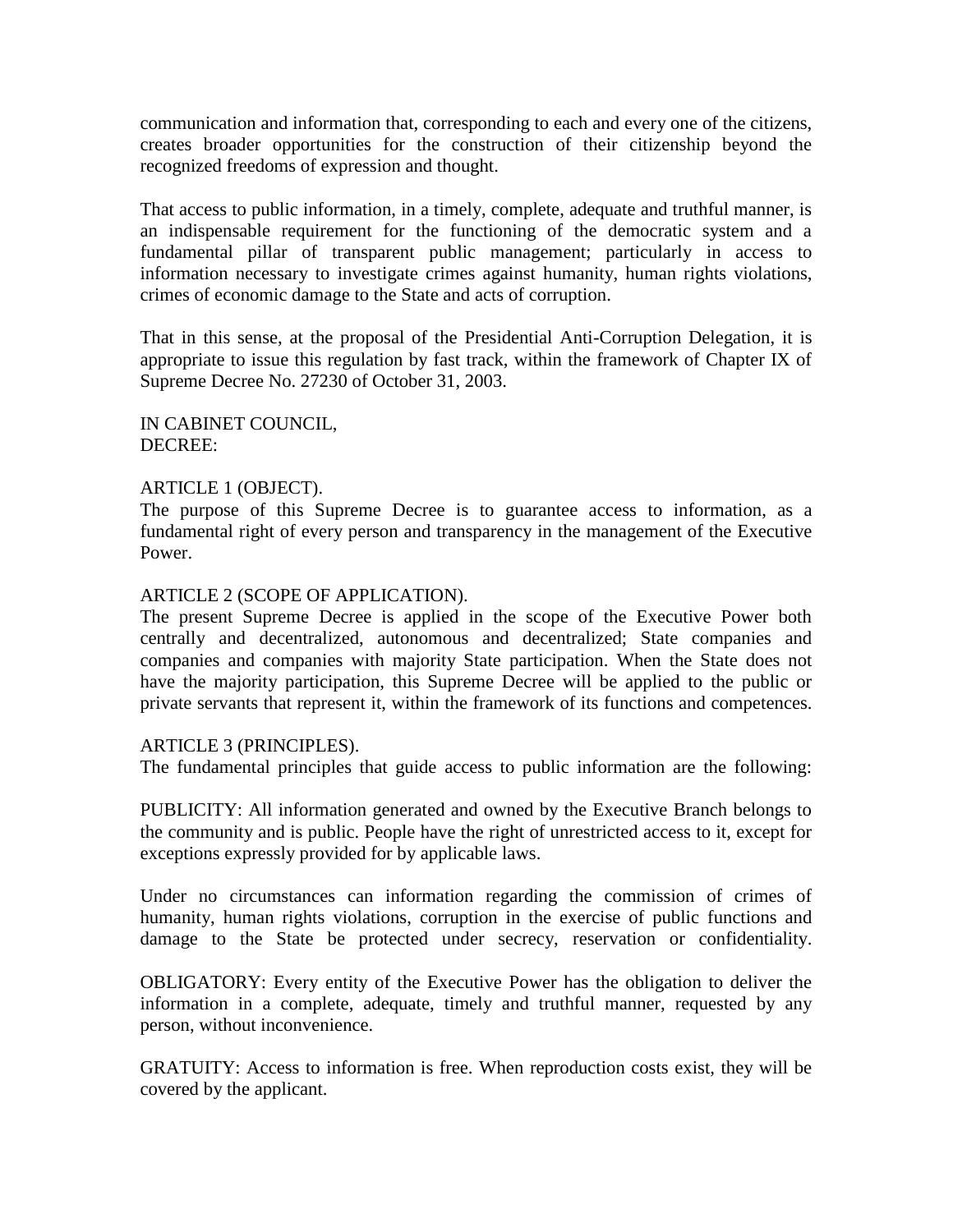communication and information that, corresponding to each and every one of the citizens, creates broader opportunities for the construction of their citizenship beyond the recognized freedoms of expression and thought.

That access to public information, in a timely, complete, adequate and truthful manner, is an indispensable requirement for the functioning of the democratic system and a fundamental pillar of transparent public management; particularly in access to information necessary to investigate crimes against humanity, human rights violations, crimes of economic damage to the State and acts of corruption.

That in this sense, at the proposal of the Presidential Anti-Corruption Delegation, it is appropriate to issue this regulation by fast track, within the framework of Chapter IX of Supreme Decree No. 27230 of October 31, 2003.

IN CABINET COUNCIL,
DECREE:

ARTICLE 1 (OBJECT).
The purpose of this Supreme Decree is to guarantee access to information, as a fundamental right of every person and transparency in the management of the Executive Power.

ARTICLE 2 (SCOPE OF APPLICATION).
The present Supreme Decree is applied in the scope of the Executive Power both centrally and decentralized, autonomous and decentralized; State companies and companies and companies with majority State participation. When the State does not have the majority participation, this Supreme Decree will be applied to the public or private servants that represent it, within the framework of its functions and competences.

ARTICLE 3 (PRINCIPLES).
The fundamental principles that guide access to public information are the following:

PUBLICITY: All information generated and owned by the Executive Branch belongs to the community and is public. People have the right of unrestricted access to it, except for exceptions expressly provided for by applicable laws.

Under no circumstances can information regarding the commission of crimes of humanity, human rights violations, corruption in the exercise of public functions and damage to the State be protected under secrecy, reservation or confidentiality.

OBLIGATORY: Every entity of the Executive Power has the obligation to deliver the information in a complete, adequate, timely and truthful manner, requested by any person, without inconvenience.

GRATUITY: Access to information is free. When reproduction costs exist, they will be covered by the applicant.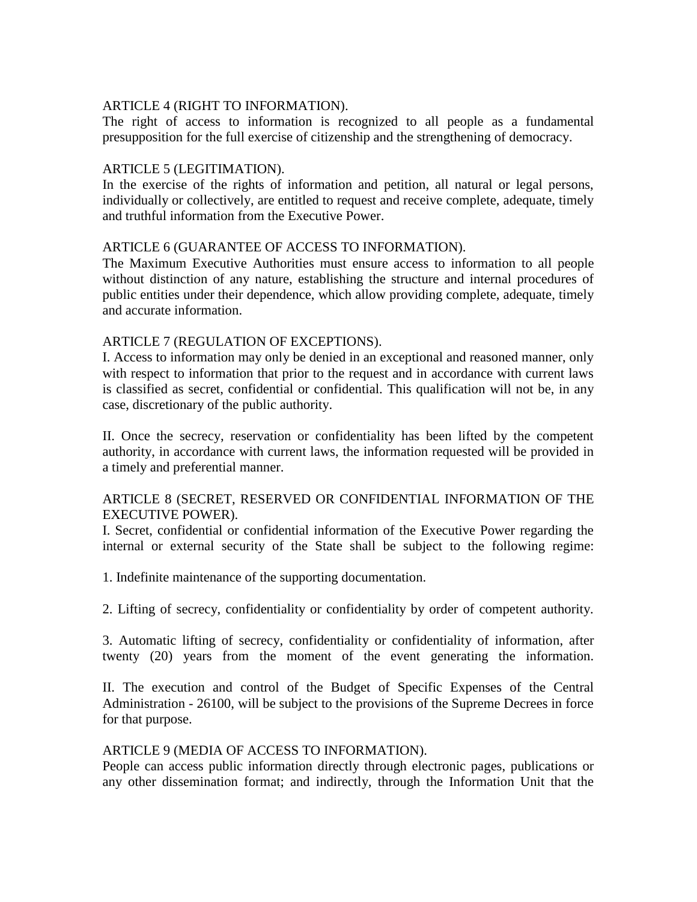ARTICLE 4 (RIGHT TO INFORMATION).
The right of access to information is recognized to all people as a fundamental presupposition for the full exercise of citizenship and the strengthening of democracy.

ARTICLE 5 (LEGITIMATION).
In the exercise of the rights of information and petition, all natural or legal persons, individually or collectively, are entitled to request and receive complete, adequate, timely and truthful information from the Executive Power.

ARTICLE 6 (GUARANTEE OF ACCESS TO INFORMATION).
The Maximum Executive Authorities must ensure access to information to all people without distinction of any nature, establishing the structure and internal procedures of public entities under their dependence, which allow providing complete, adequate, timely and accurate information.

ARTICLE 7 (REGULATION OF EXCEPTIONS).
I. Access to information may only be denied in an exceptional and reasoned manner, only with respect to information that prior to the request and in accordance with current laws is classified as secret, confidential or confidential. This qualification will not be, in any case, discretionary of the public authority.

II. Once the secrecy, reservation or confidentiality has been lifted by the competent authority, in accordance with current laws, the information requested will be provided in a timely and preferential manner.

ARTICLE 8 (SECRET, RESERVED OR CONFIDENTIAL INFORMATION OF THE EXECUTIVE POWER).
I. Secret, confidential or confidential information of the Executive Power regarding the internal or external security of the State shall be subject to the following regime:

1. Indefinite maintenance of the supporting documentation.

2. Lifting of secrecy, confidentiality or confidentiality by order of competent authority.

3. Automatic lifting of secrecy, confidentiality or confidentiality of information, after twenty (20) years from the moment of the event generating the information.

II. The execution and control of the Budget of Specific Expenses of the Central Administration - 26100, will be subject to the provisions of the Supreme Decrees in force for that purpose.

ARTICLE 9 (MEDIA OF ACCESS TO INFORMATION).
People can access public information directly through electronic pages, publications or any other dissemination format; and indirectly, through the Information Unit that the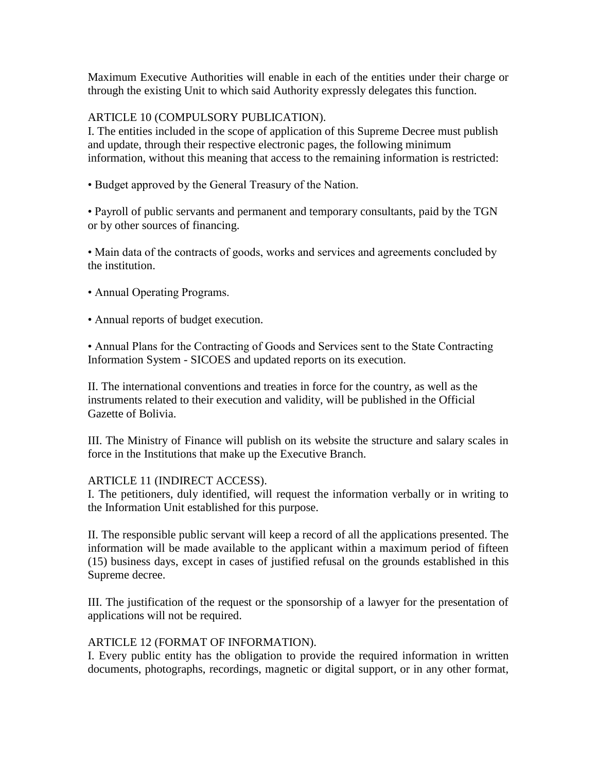Maximum Executive Authorities will enable in each of the entities under their charge or through the existing Unit to which said Authority expressly delegates this function.

ARTICLE 10 (COMPULSORY PUBLICATION).

I. The entities included in the scope of application of this Supreme Decree must publish and update, through their respective electronic pages, the following minimum information, without this meaning that access to the remaining information is restricted:

- Budget approved by the General Treasury of the Nation.
- Payroll of public servants and permanent and temporary consultants, paid by the TGN or by other sources of financing.
- Main data of the contracts of goods, works and services and agreements concluded by the institution.
- Annual Operating Programs.
- Annual reports of budget execution.
- Annual Plans for the Contracting of Goods and Services sent to the State Contracting Information System - SICOES and updated reports on its execution.

II. The international conventions and treaties in force for the country, as well as the instruments related to their execution and validity, will be published in the Official Gazette of Bolivia.

III. The Ministry of Finance will publish on its website the structure and salary scales in force in the Institutions that make up the Executive Branch.

ARTICLE 11 (INDIRECT ACCESS).

I. The petitioners, duly identified, will request the information verbally or in writing to the Information Unit established for this purpose.

II. The responsible public servant will keep a record of all the applications presented. The information will be made available to the applicant within a maximum period of fifteen (15) business days, except in cases of justified refusal on the grounds established in this Supreme decree.

III. The justification of the request or the sponsorship of a lawyer for the presentation of applications will not be required.

ARTICLE 12 (FORMAT OF INFORMATION).

I. Every public entity has the obligation to provide the required information in written documents, photographs, recordings, magnetic or digital support, or in any other format,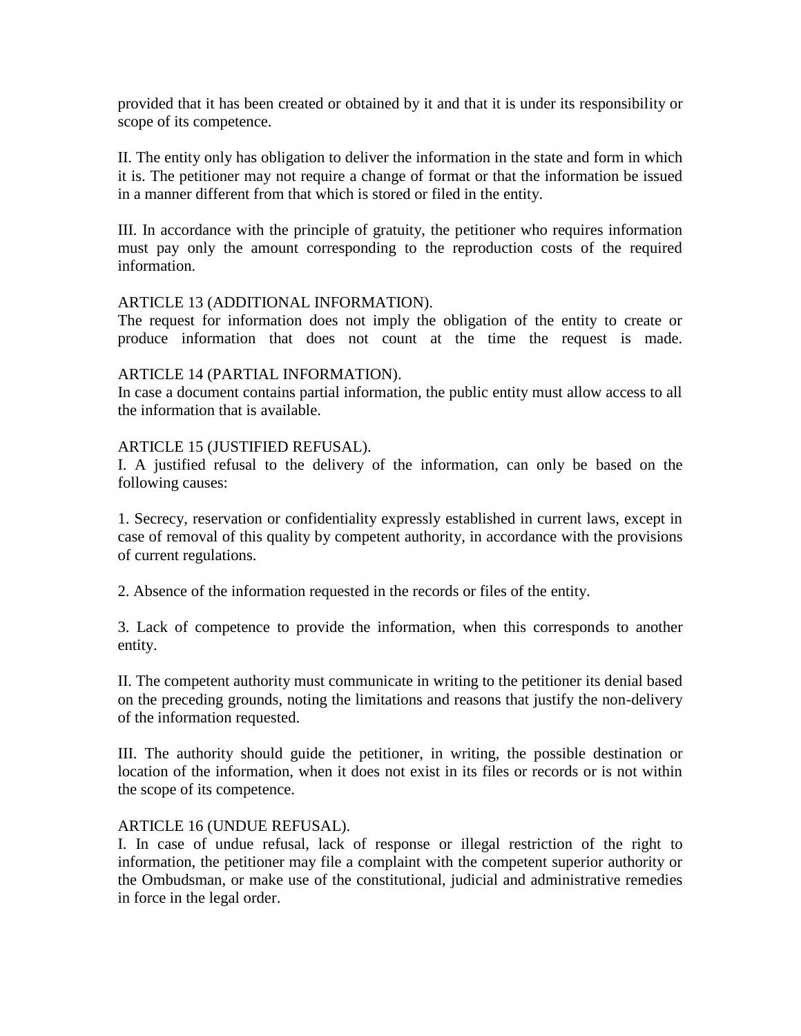provided that it has been created or obtained by it and that it is under its responsibility or scope of its competence.

II. The entity only has obligation to deliver the information in the state and form in which it is. The petitioner may not require a change of format or that the information be issued in a manner different from that which is stored or filed in the entity.

III. In accordance with the principle of gratuity, the petitioner who requires information must pay only the amount corresponding to the reproduction costs of the required information.

ARTICLE 13 (ADDITIONAL INFORMATION).
The request for information does not imply the obligation of the entity to create or produce information that does not count at the time the request is made.

ARTICLE 14 (PARTIAL INFORMATION).
In case a document contains partial information, the public entity must allow access to all the information that is available.

ARTICLE 15 (JUSTIFIED REFUSAL).
I. A justified refusal to the delivery of the information, can only be based on the following causes:

1. Secrecy, reservation or confidentiality expressly established in current laws, except in case of removal of this quality by competent authority, in accordance with the provisions of current regulations.

2. Absence of the information requested in the records or files of the entity.

3. Lack of competence to provide the information, when this corresponds to another entity.

II. The competent authority must communicate in writing to the petitioner its denial based on the preceding grounds, noting the limitations and reasons that justify the non-delivery of the information requested.

III. The authority should guide the petitioner, in writing, the possible destination or location of the information, when it does not exist in its files or records or is not within the scope of its competence.

ARTICLE 16 (UNDUE REFUSAL).
I. In case of undue refusal, lack of response or illegal restriction of the right to information, the petitioner may file a complaint with the competent superior authority or the Ombudsman, or make use of the constitutional, judicial and administrative remedies in force in the legal order.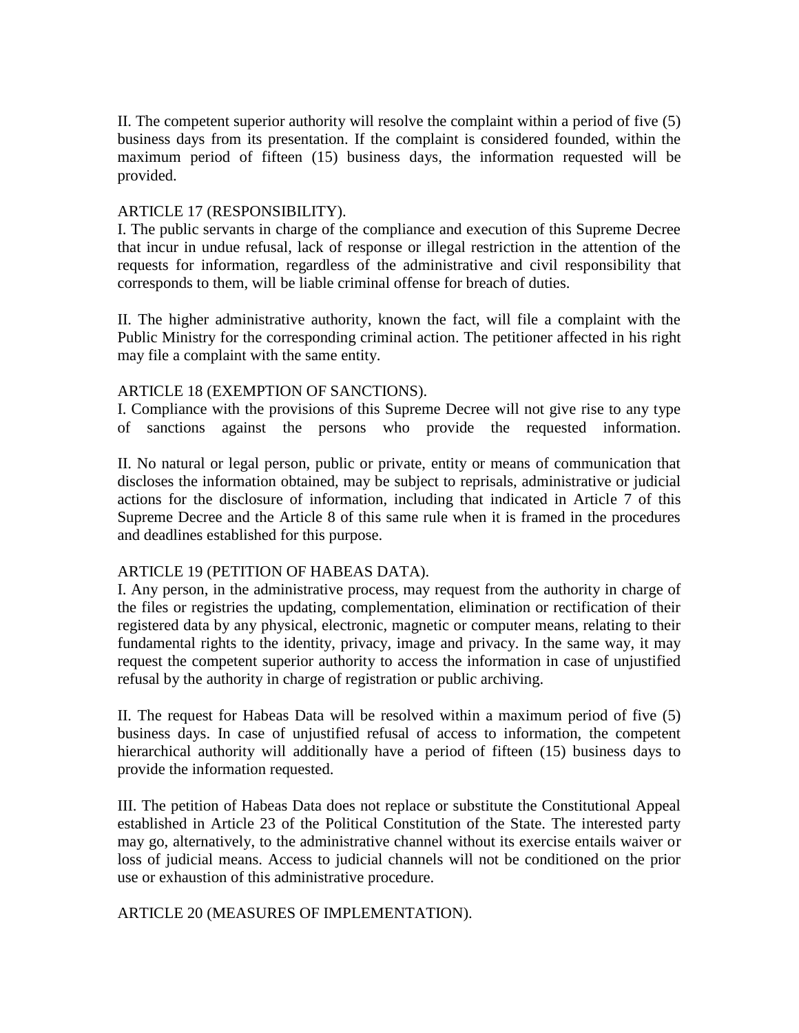II. The competent superior authority will resolve the complaint within a period of five (5) business days from its presentation. If the complaint is considered founded, within the maximum period of fifteen (15) business days, the information requested will be provided.

ARTICLE 17 (RESPONSIBILITY).

I. The public servants in charge of the compliance and execution of this Supreme Decree that incur in undue refusal, lack of response or illegal restriction in the attention of the requests for information, regardless of the administrative and civil responsibility that corresponds to them, will be liable criminal offense for breach of duties.

II. The higher administrative authority, known the fact, will file a complaint with the Public Ministry for the corresponding criminal action. The petitioner affected in his right may file a complaint with the same entity.

ARTICLE 18 (EXEMPTION OF SANCTIONS).

I. Compliance with the provisions of this Supreme Decree will not give rise to any type of sanctions against the persons who provide the requested information.

II. No natural or legal person, public or private, entity or means of communication that discloses the information obtained, may be subject to reprisals, administrative or judicial actions for the disclosure of information, including that indicated in Article 7 of this Supreme Decree and the Article 8 of this same rule when it is framed in the procedures and deadlines established for this purpose.

ARTICLE 19 (PETITION OF HABEAS DATA).

I. Any person, in the administrative process, may request from the authority in charge of the files or registries the updating, complementation, elimination or rectification of their registered data by any physical, electronic, magnetic or computer means, relating to their fundamental rights to the identity, privacy, image and privacy. In the same way, it may request the competent superior authority to access the information in case of unjustified refusal by the authority in charge of registration or public archiving.

II. The request for Habeas Data will be resolved within a maximum period of five (5) business days. In case of unjustified refusal of access to information, the competent hierarchical authority will additionally have a period of fifteen (15) business days to provide the information requested.

III. The petition of Habeas Data does not replace or substitute the Constitutional Appeal established in Article 23 of the Political Constitution of the State. The interested party may go, alternatively, to the administrative channel without its exercise entails waiver or loss of judicial means. Access to judicial channels will not be conditioned on the prior use or exhaustion of this administrative procedure.

ARTICLE 20 (MEASURES OF IMPLEMENTATION).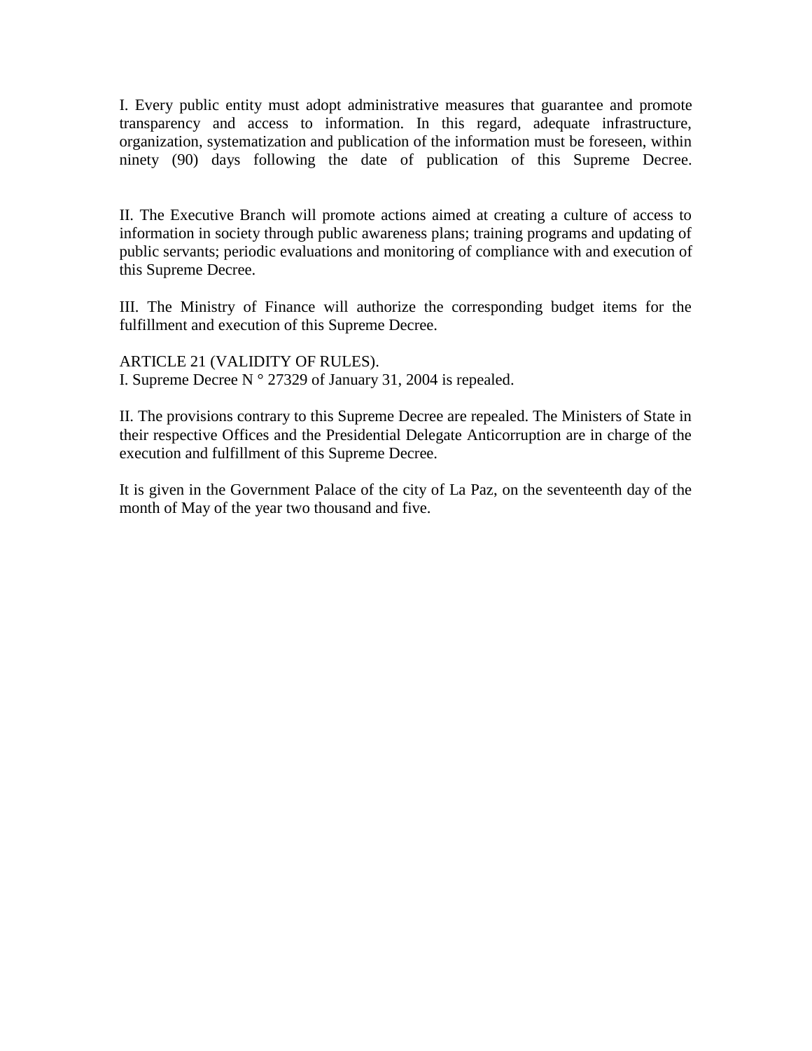I. Every public entity must adopt administrative measures that guarantee and promote transparency and access to information. In this regard, adequate infrastructure, organization, systematization and publication of the information must be foreseen, within ninety (90) days following the date of publication of this Supreme Decree.

II. The Executive Branch will promote actions aimed at creating a culture of access to information in society through public awareness plans; training programs and updating of public servants; periodic evaluations and monitoring of compliance with and execution of this Supreme Decree.

III. The Ministry of Finance will authorize the corresponding budget items for the fulfillment and execution of this Supreme Decree.

ARTICLE 21 (VALIDITY OF RULES).
I. Supreme Decree N ° 27329 of January 31, 2004 is repealed.

II. The provisions contrary to this Supreme Decree are repealed. The Ministers of State in their respective Offices and the Presidential Delegate Anticorruption are in charge of the execution and fulfillment of this Supreme Decree.

It is given in the Government Palace of the city of La Paz, on the seventeenth day of the month of May of the year two thousand and five.